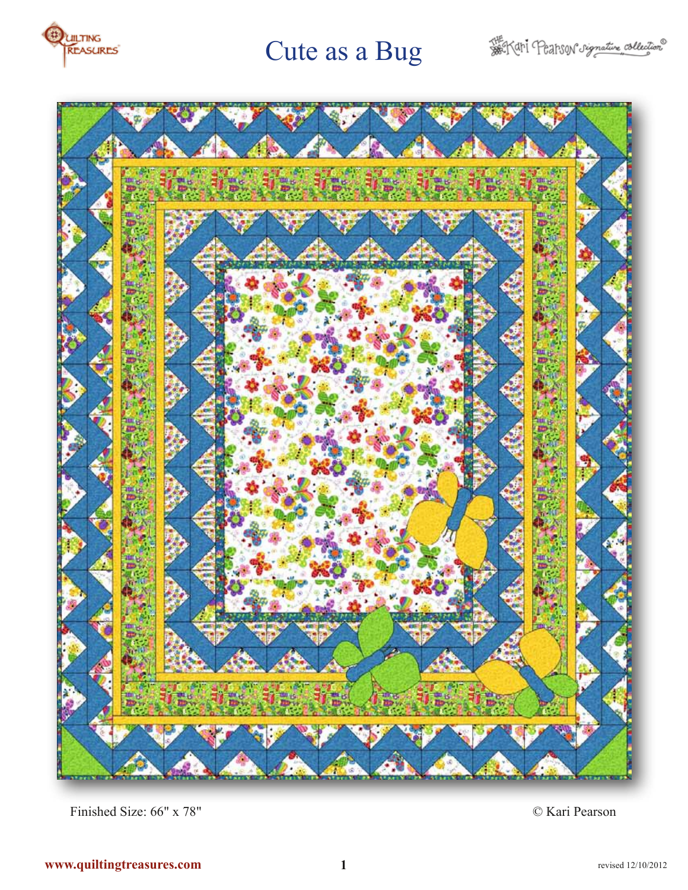# Cute as a Bug

Finished Size: 66" x 78"

© Kari Pearson

www.quiltingtreasures.com

revised 12/10/2012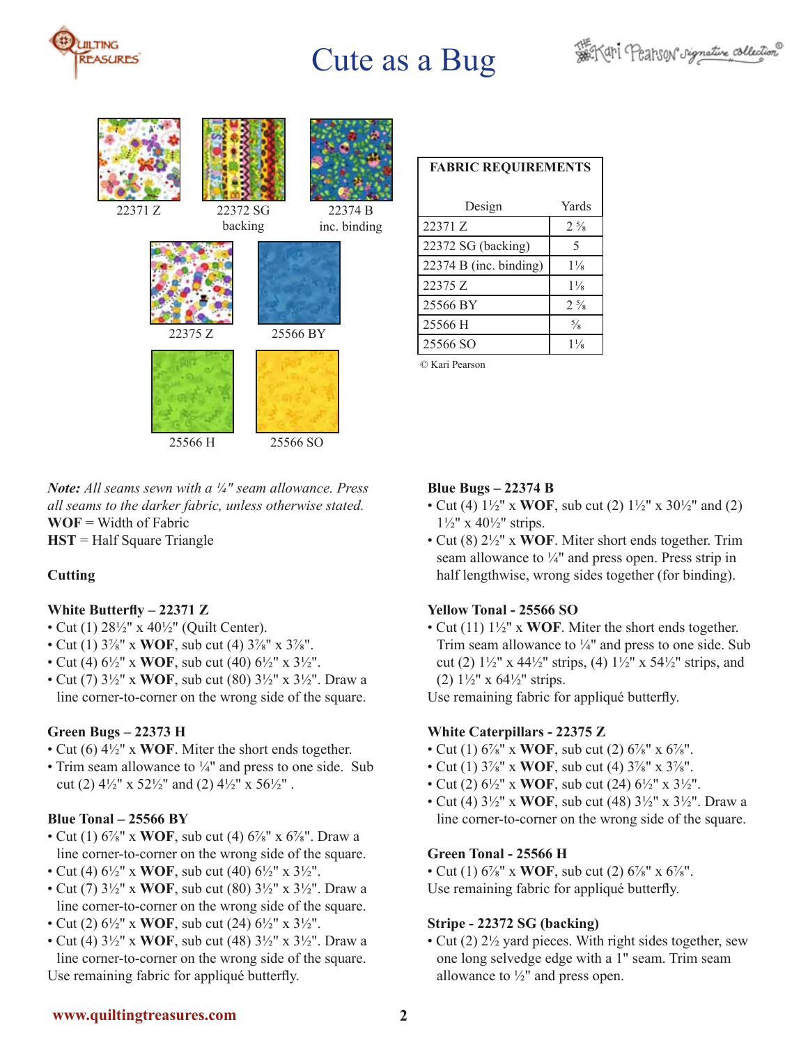# Cute as a Bug

22371 Z

22372 SG
backing

22374 B
inc. binding

22375 Z

25566 BY

25566 H

25566 SO

| FABRIC REQUIREMENTS | |
|---|---|
| Design | Yards |
| 22371 Z | 2 ⅝ |
| 22372 SG (backing) | 5 |
| 22374 B (inc. binding) | 1⅛ |
| 22375 Z | 1⅛ |
| 25566 BY | 2 ⅝ |
| 25566 H | ⅝ |
| 25566 SO | 1⅛ |

© Kari Pearson

*Note: All seams sewn with a ¼" seam allowance. Press all seams to the darker fabric, unless otherwise stated.*
**WOF** = Width of Fabric
**HST** = Half Square Triangle

### Cutting

**White Butterfly – 22371 Z**
- Cut (1) 28½" x 40½" (Quilt Center).
- Cut (1) 3⅞" x **WOF**, sub cut (4) 3⅞" x 3⅞".
- Cut (4) 6½" x **WOF**, sub cut (40) 6½" x 3½".
- Cut (7) 3½" x **WOF**, sub cut (80) 3½" x 3½". Draw a line corner-to-corner on the wrong side of the square.

**Green Bugs – 22373 H**
- Cut (6) 4½" x **WOF**. Miter the short ends together.
- Trim seam allowance to ¼" and press to one side. Sub cut (2) 4½" x 52½" and (2) 4½" x 56½" .

**Blue Tonal – 25566 BY**
- Cut (1) 6⅞" x **WOF**, sub cut (4) 6⅞" x 6⅞". Draw a line corner-to-corner on the wrong side of the square.
- Cut (4) 6½" x **WOF**, sub cut (40) 6½" x 3½".
- Cut (7) 3½" x **WOF**, sub cut (80) 3½" x 3½". Draw a line corner-to-corner on the wrong side of the square.
- Cut (2) 6½" x **WOF**, sub cut (24) 6½" x 3½".
- Cut (4) 3½" x **WOF**, sub cut (48) 3½" x 3½". Draw a line corner-to-corner on the wrong side of the square.

Use remaining fabric for appliqué butterfly.

**Blue Bugs – 22374 B**
- Cut (4) 1½" x **WOF**, sub cut (2) 1½" x 30½" and (2) 1½" x 40½" strips.
- Cut (8) 2½" x **WOF**. Miter short ends together. Trim seam allowance to ¼" and press open. Press strip in half lengthwise, wrong sides together (for binding).

**Yellow Tonal - 25566 SO**
- Cut (11) 1½" x **WOF**. Miter the short ends together. Trim seam allowance to ¼" and press to one side. Sub cut (2) 1½" x 44½" strips, (4) 1½" x 54½" strips, and (2) 1½" x 64½" strips.

Use remaining fabric for appliqué butterfly.

**White Caterpillars - 22375 Z**
- Cut (1) 6⅞" x **WOF**, sub cut (2) 6⅞" x 6⅞".
- Cut (1) 3⅞" x **WOF**, sub cut (4) 3⅞" x 3⅞".
- Cut (2) 6½" x **WOF**, sub cut (24) 6½" x 3½".
- Cut (4) 3½" x **WOF**, sub cut (48) 3½" x 3½". Draw a line corner-to-corner on the wrong side of the square.

**Green Tonal - 25566 H**
- Cut (1) 6⅞" x **WOF**, sub cut (2) 6⅞" x 6⅞".

Use remaining fabric for appliqué butterfly.

**Stripe - 22372 SG (backing)**
- Cut (2) 2½ yard pieces. With right sides together, sew one long selvedge edge with a 1" seam. Trim seam allowance to ½" and press open.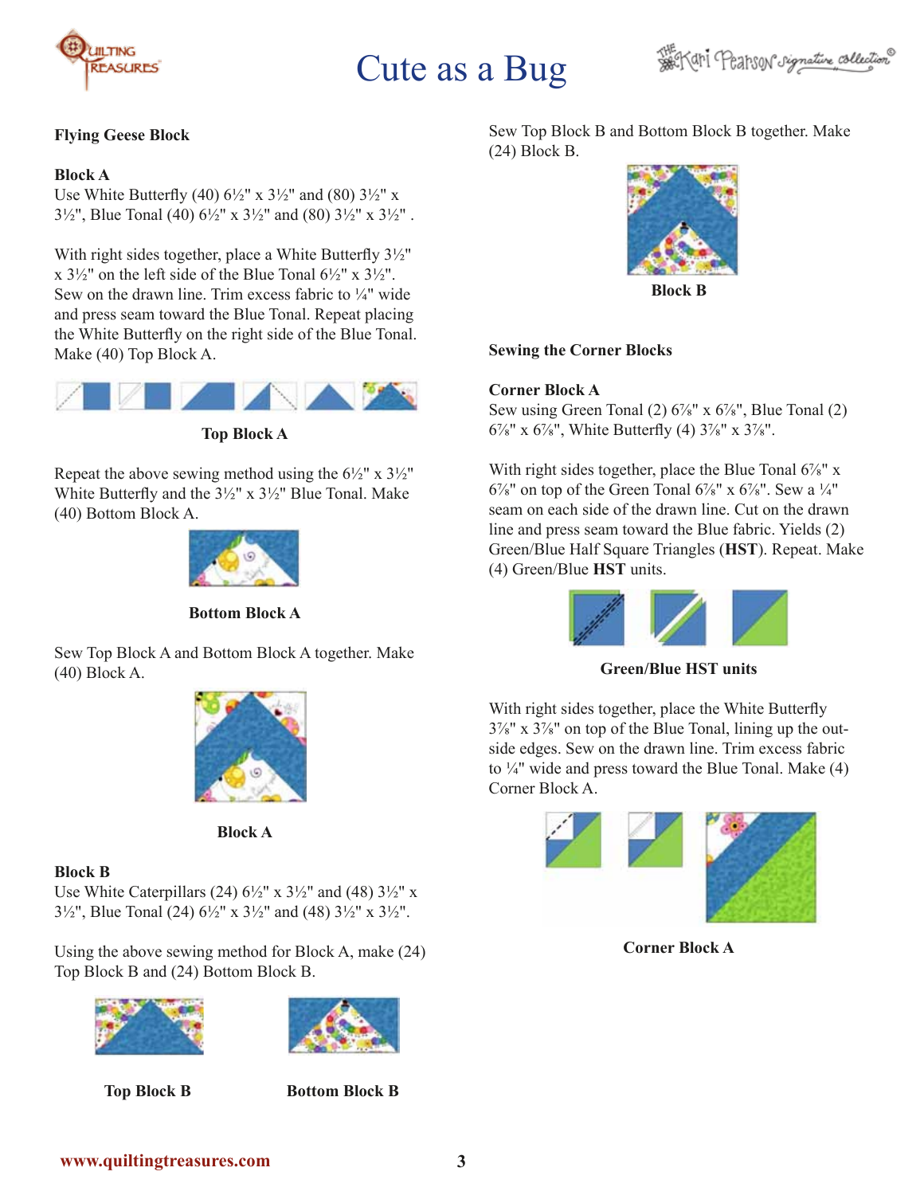## Flying Geese Block

### Block A

Use White Butterfly (40) 6½" x 3½" and (80) 3½" x 3½", Blue Tonal (40) 6½" x 3½" and (80) 3½" x 3½" .

With right sides together, place a White Butterfly 3½" x 3½" on the left side of the Blue Tonal 6½" x 3½". Sew on the drawn line. Trim excess fabric to ¼" wide and press seam toward the Blue Tonal. Repeat placing the White Butterfly on the right side of the Blue Tonal. Make (40) Top Block A.

**Top Block A**

Repeat the above sewing method using the 6½" x 3½" White Butterfly and the 3½" x 3½" Blue Tonal. Make (40) Bottom Block A.

**Bottom Block A**

Sew Top Block A and Bottom Block A together. Make (40) Block A.

**Block A**

### Block B

Use White Caterpillars (24) 6½" x 3½" and (48) 3½" x 3½", Blue Tonal (24) 6½" x 3½" and (48) 3½" x 3½".

Using the above sewing method for Block A, make (24) Top Block B and (24) Bottom Block B.

**Top Block B** **Bottom Block B**

Sew Top Block B and Bottom Block B together. Make (24) Block B.

**Block B**

## Sewing the Corner Blocks

### Corner Block A

Sew using Green Tonal (2) 6⅞" x 6⅞", Blue Tonal (2) 6⅞" x 6⅞", White Butterfly (4) 3⅞" x 3⅞".

With right sides together, place the Blue Tonal 6⅞" x 6⅞" on top of the Green Tonal 6⅞" x 6⅞". Sew a ¼" seam on each side of the drawn line. Cut on the drawn line and press seam toward the Blue fabric. Yields (2) Green/Blue Half Square Triangles (**HST**). Repeat. Make (4) Green/Blue **HST** units.

**Green/Blue HST units**

With right sides together, place the White Butterfly 3⅞" x 3⅞" on top of the Blue Tonal, lining up the outside edges. Sew on the drawn line. Trim excess fabric to ¼" wide and press toward the Blue Tonal. Make (4) Corner Block A.

**Corner Block A**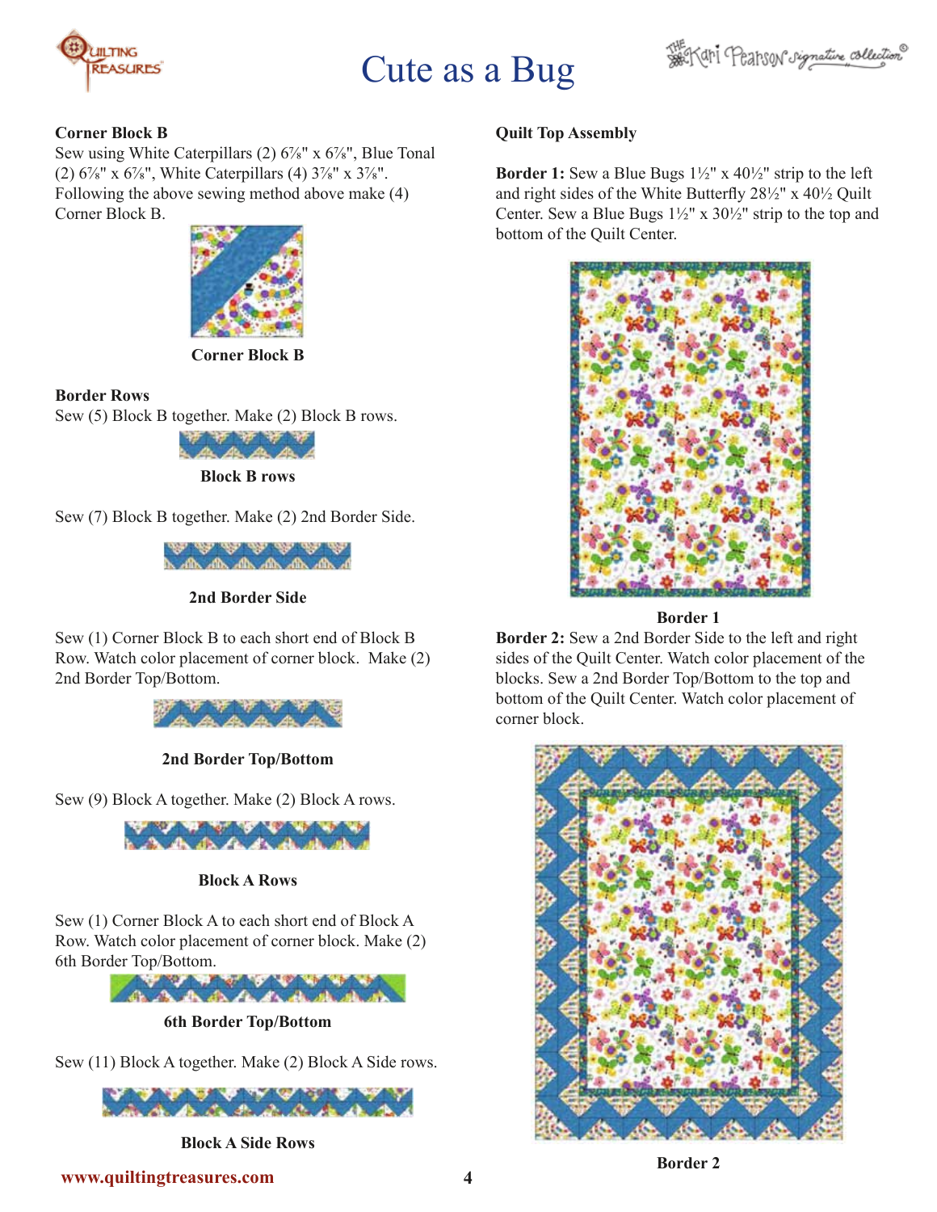**Corner Block B**

Sew using White Caterpillars (2) 6⅞" x 6⅞", Blue Tonal (2) 6⅞" x 6⅞", White Caterpillars (4) 3⅞" x 3⅞". Following the above sewing method above make (4) Corner Block B.

**Corner Block B**

**Border Rows**

Sew (5) Block B together. Make (2) Block B rows.

**Block B rows**

Sew (7) Block B together. Make (2) 2nd Border Side.

**2nd Border Side**

Sew (1) Corner Block B to each short end of Block B Row. Watch color placement of corner block. Make (2) 2nd Border Top/Bottom.

**2nd Border Top/Bottom**

Sew (9) Block A together. Make (2) Block A rows.

**Block A Rows**

Sew (1) Corner Block A to each short end of Block A Row. Watch color placement of corner block. Make (2) 6th Border Top/Bottom.

**6th Border Top/Bottom**

Sew (11) Block A together. Make (2) Block A Side rows.

**Block A Side Rows**

**Quilt Top Assembly**

**Border 1:** Sew a Blue Bugs 1½" x 40½" strip to the left and right sides of the White Butterfly 28½" x 40½ Quilt Center. Sew a Blue Bugs 1½" x 30½" strip to the top and bottom of the Quilt Center.

**Border 1**

**Border 2:** Sew a 2nd Border Side to the left and right sides of the Quilt Center. Watch color placement of the blocks. Sew a 2nd Border Top/Bottom to the top and bottom of the Quilt Center. Watch color placement of corner block.

**Border 2**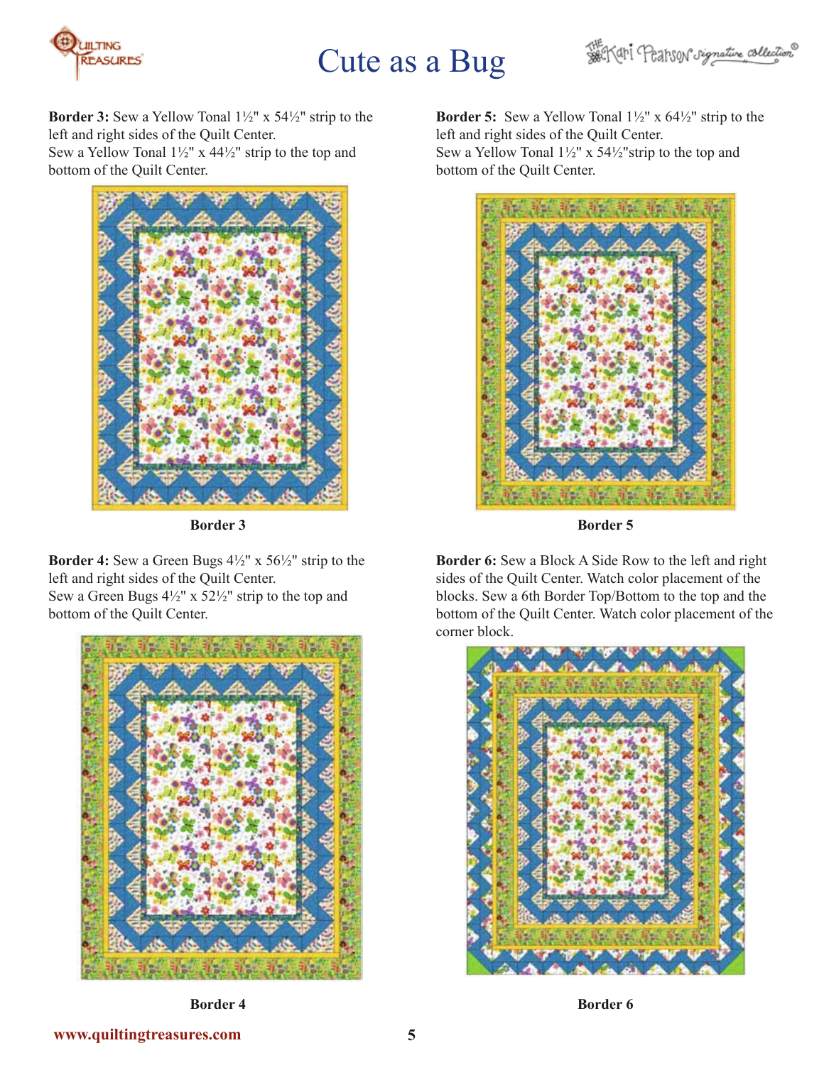**Border 3:** Sew a Yellow Tonal 1½" x 54½" strip to the left and right sides of the Quilt Center.
Sew a Yellow Tonal 1½" x 44½" strip to the top and bottom of the Quilt Center.

**Border 3**

**Border 4:** Sew a Green Bugs 4½" x 56½" strip to the left and right sides of the Quilt Center.
Sew a Green Bugs 4½" x 52½" strip to the top and bottom of the Quilt Center.

**Border 4**

**Border 5:** Sew a Yellow Tonal 1½" x 64½" strip to the left and right sides of the Quilt Center.
Sew a Yellow Tonal 1½" x 54½"strip to the top and bottom of the Quilt Center.

**Border 5**

**Border 6:** Sew a Block A Side Row to the left and right sides of the Quilt Center. Watch color placement of the blocks. Sew a 6th Border Top/Bottom to the top and the bottom of the Quilt Center. Watch color placement of the corner block.

**Border 6**

www.quiltingtreasures.com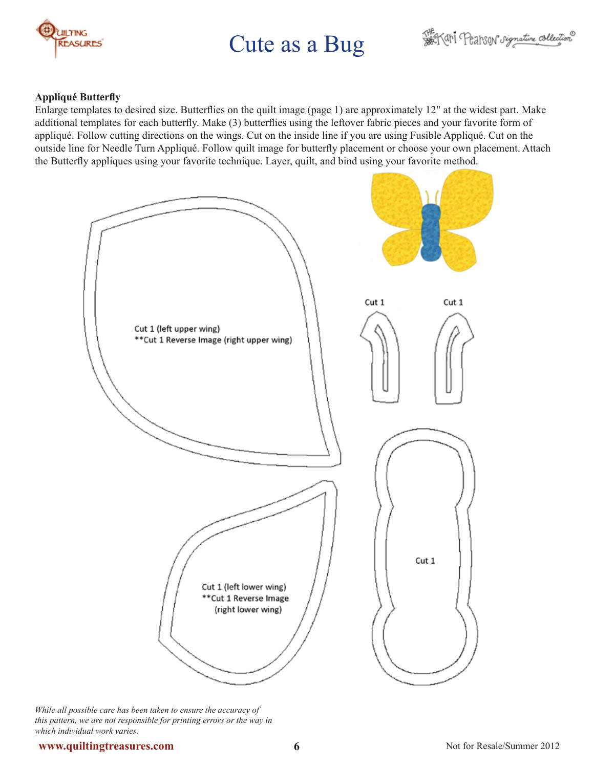# Cute as a Bug

### Appliqué Butterfly

Enlarge templates to desired size. Butterflies on the quilt image (page 1) are approximately 12" at the widest part. Make additional templates for each butterfly. Make (3) butterflies using the leftover fabric pieces and your favorite form of appliqué. Follow cutting directions on the wings. Cut on the inside line if you are using Fusible Appliqué. Cut on the outside line for Needle Turn Appliqué. Follow quilt image for butterfly placement or choose your own placement. Attach the Butterfly appliques using your favorite technique. Layer, quilt, and bind using your favorite method.

Cut 1 (left upper wing)
**Cut 1 Reverse Image (right upper wing)

Cut 1

Cut 1

Cut 1 (left lower wing)
**Cut 1 Reverse Image
(right lower wing)

Cut 1

*While all possible care has been taken to ensure the accuracy of this pattern, we are not responsible for printing errors or the way in which individual work varies.*

www.quiltingtreasures.com

Not for Resale/Summer 2012